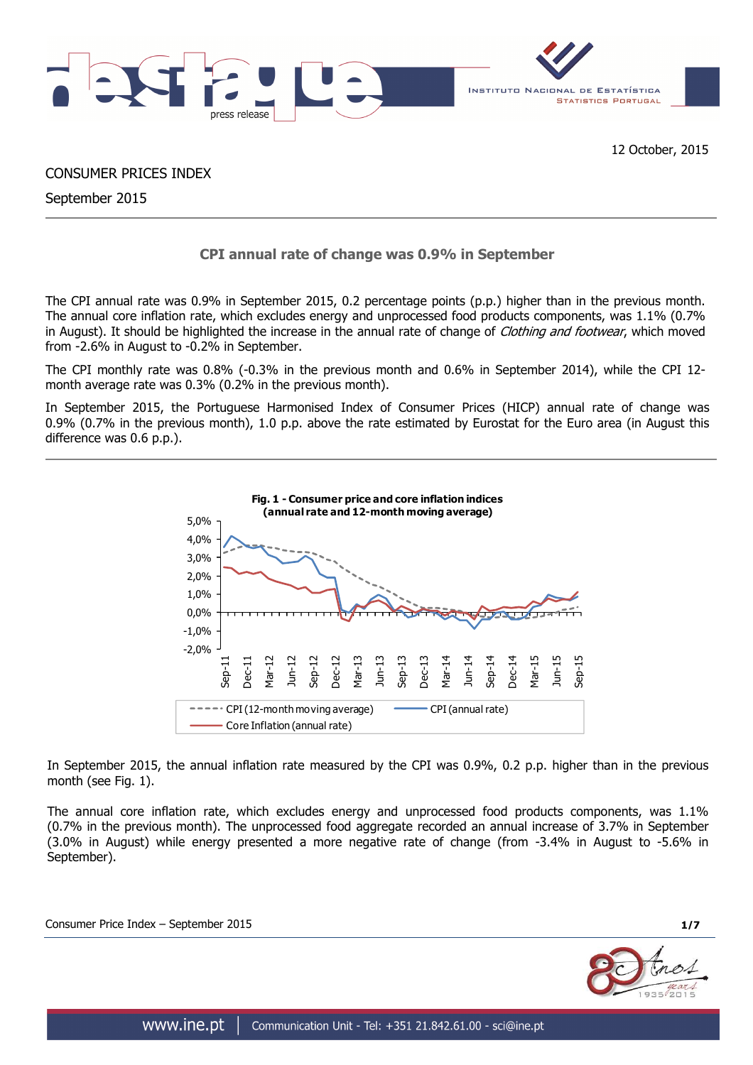12 October, 2015

CONSUMER PRICES INDEX

September 2015

## CPI annual rate of change was 0.9% in September

The CPI annual rate was 0.9% in September 2015, 0.2 percentage points (p.p.) higher than in the previous month. The annual core inflation rate, which excludes energy and unprocessed food products components, was 1.1% (0.7% in August). It should be highlighted the increase in the annual rate of change of *Clothing and footwear*, which moved from -2.6% in August to -0.2% in September.

The CPI monthly rate was 0.8% (-0.3% in the previous month and 0.6% in September 2014), while the CPI 12-month average rate was 0.3% (0.2% in the previous month).

In September 2015, the Portuguese Harmonised Index of Consumer Prices (HICP) annual rate of change was 0.9% (0.7% in the previous month), 1.0 p.p. above the rate estimated by Eurostat for the Euro area (in August this difference was 0.6 p.p.).

**Fig. 1 - Consumer price and core inflation indices (annual rate and 12-month moving average)**

In September 2015, the annual inflation rate measured by the CPI was 0.9%, 0.2 p.p. higher than in the previous month (see Fig. 1).

The annual core inflation rate, which excludes energy and unprocessed food products components, was 1.1% (0.7% in the previous month). The unprocessed food aggregate recorded an annual increase of 3.7% in September (3.0% in August) while energy presented a more negative rate of change (from -3.4% in August to -5.6% in September).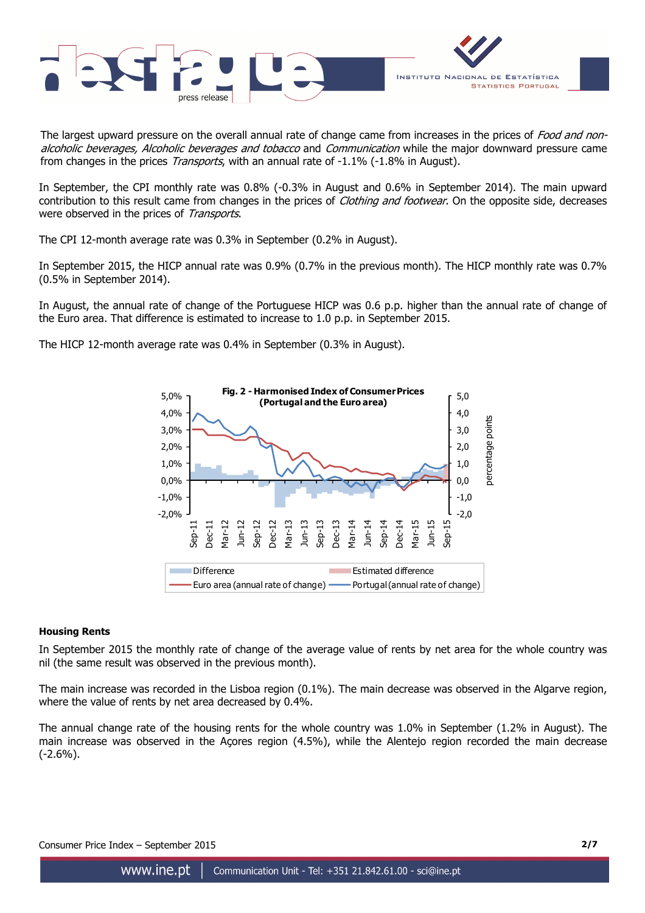The largest upward pressure on the overall annual rate of change came from increases in the prices of *Food and non-alcoholic beverages, Alcoholic beverages and tobacco* and *Communication* while the major downward pressure came from changes in the prices *Transports*, with an annual rate of -1.1% (-1.8% in August).

In September, the CPI monthly rate was 0.8% (-0.3% in August and 0.6% in September 2014). The main upward contribution to this result came from changes in the prices of *Clothing and footwear*. On the opposite side, decreases were observed in the prices of *Transports*.

The CPI 12-month average rate was 0.3% in September (0.2% in August).

In September 2015, the HICP annual rate was 0.9% (0.7% in the previous month). The HICP monthly rate was 0.7% (0.5% in September 2014).

In August, the annual rate of change of the Portuguese HICP was 0.6 p.p. higher than the annual rate of change of the Euro area. That difference is estimated to increase to 1.0 p.p. in September 2015.

The HICP 12-month average rate was 0.4% in September (0.3% in August).

**Fig. 2 - Harmonised Index of Consumer Prices (Portugal and the Euro area)**

## Housing Rents

In September 2015 the monthly rate of change of the average value of rents by net area for the whole country was nil (the same result was observed in the previous month).

The main increase was recorded in the Lisboa region (0.1%). The main decrease was observed in the Algarve region, where the value of rents by net area decreased by 0.4%.

The annual change rate of the housing rents for the whole country was 1.0% in September (1.2% in August). The main increase was observed in the Açores region (4.5%), while the Alentejo region recorded the main decrease (-2.6%).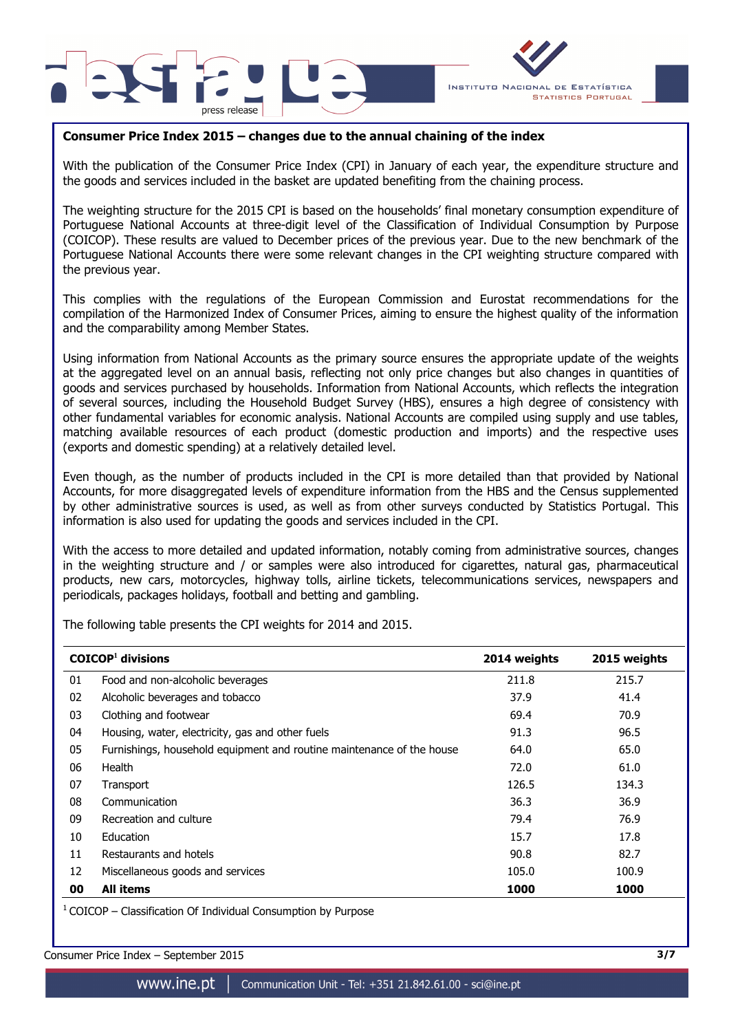**Consumer Price Index 2015 – changes due to the annual chaining of the index**

With the publication of the Consumer Price Index (CPI) in January of each year, the expenditure structure and the goods and services included in the basket are updated benefiting from the chaining process.

The weighting structure for the 2015 CPI is based on the households' final monetary consumption expenditure of Portuguese National Accounts at three-digit level of the Classification of Individual Consumption by Purpose (COICOP). These results are valued to December prices of the previous year. Due to the new benchmark of the Portuguese National Accounts there were some relevant changes in the CPI weighting structure compared with the previous year.

This complies with the regulations of the European Commission and Eurostat recommendations for the compilation of the Harmonized Index of Consumer Prices, aiming to ensure the highest quality of the information and the comparability among Member States.

Using information from National Accounts as the primary source ensures the appropriate update of the weights at the aggregated level on an annual basis, reflecting not only price changes but also changes in quantities of goods and services purchased by households. Information from National Accounts, which reflects the integration of several sources, including the Household Budget Survey (HBS), ensures a high degree of consistency with other fundamental variables for economic analysis. National Accounts are compiled using supply and use tables, matching available resources of each product (domestic production and imports) and the respective uses (exports and domestic spending) at a relatively detailed level.

Even though, as the number of products included in the CPI is more detailed than that provided by National Accounts, for more disaggregated levels of expenditure information from the HBS and the Census supplemented by other administrative sources is used, as well as from other surveys conducted by Statistics Portugal. This information is also used for updating the goods and services included in the CPI.

With the access to more detailed and updated information, notably coming from administrative sources, changes in the weighting structure and / or samples were also introduced for cigarettes, natural gas, pharmaceutical products, new cars, motorcycles, highway tolls, airline tickets, telecommunications services, newspapers and periodicals, packages holidays, football and betting and gambling.

The following table presents the CPI weights for 2014 and 2015.

| COICOP[1] divisions | | 2014 weights | 2015 weights |
|---|---|---|---|
| 01 | Food and non-alcoholic beverages | 211.8 | 215.7 |
| 02 | Alcoholic beverages and tobacco | 37.9 | 41.4 |
| 03 | Clothing and footwear | 69.4 | 70.9 |
| 04 | Housing, water, electricity, gas and other fuels | 91.3 | 96.5 |
| 05 | Furnishings, household equipment and routine maintenance of the house | 64.0 | 65.0 |
| 06 | Health | 72.0 | 61.0 |
| 07 | Transport | 126.5 | 134.3 |
| 08 | Communication | 36.3 | 36.9 |
| 09 | Recreation and culture | 79.4 | 76.9 |
| 10 | Education | 15.7 | 17.8 |
| 11 | Restaurants and hotels | 90.8 | 82.7 |
| 12 | Miscellaneous goods and services | 105.0 | 100.9 |
| **00** | **All items** | **1000** | **1000** |

[1] COICOP – Classification Of Individual Consumption by Purpose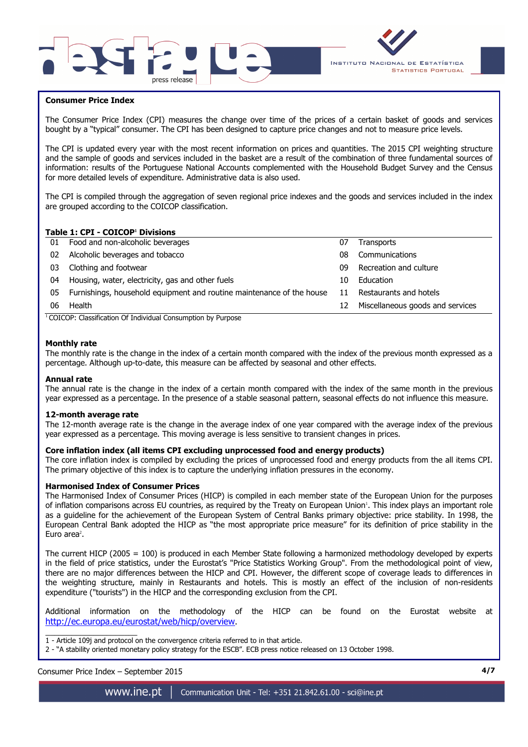## Consumer Price Index

The Consumer Price Index (CPI) measures the change over time of the prices of a certain basket of goods and services bought by a "typical" consumer. The CPI has been designed to capture price changes and not to measure price levels.

The CPI is updated every year with the most recent information on prices and quantities. The 2015 CPI weighting structure and the sample of goods and services included in the basket are a result of the combination of three fundamental sources of information: results of the Portuguese National Accounts complemented with the Household Budget Survey and the Census for more detailed levels of expenditure. Administrative data is also used.

The CPI is compiled through the aggregation of seven regional price indexes and the goods and services included in the index are grouped according to the COICOP classification.

**Table 1: CPI - COICOP[1] Divisions**

| | | | |
|---|---|---|---|
| 01 | Food and non-alcoholic beverages | 07 | Transports |
| 02 | Alcoholic beverages and tobacco | 08 | Communications |
| 03 | Clothing and footwear | 09 | Recreation and culture |
| 04 | Housing, water, electricity, gas and other fuels | 10 | Education |
| 05 | Furnishings, household equipment and routine maintenance of the house | 11 | Restaurants and hotels |
| 06 | Health | 12 | Miscellaneous goods and services |

[1] COICOP: Classification Of Individual Consumption by Purpose

### Monthly rate

The monthly rate is the change in the index of a certain month compared with the index of the previous month expressed as a percentage. Although up-to-date, this measure can be affected by seasonal and other effects.

### Annual rate

The annual rate is the change in the index of a certain month compared with the index of the same month in the previous year expressed as a percentage. In the presence of a stable seasonal pattern, seasonal effects do not influence this measure.

### 12-month average rate

The 12-month average rate is the change in the average index of one year compared with the average index of the previous year expressed as a percentage. This moving average is less sensitive to transient changes in prices.

### Core inflation index (all items CPI excluding unprocessed food and energy products)

The core inflation index is compiled by excluding the prices of unprocessed food and energy products from the all items CPI. The primary objective of this index is to capture the underlying inflation pressures in the economy.

### Harmonised Index of Consumer Prices

The Harmonised Index of Consumer Prices (HICP) is compiled in each member state of the European Union for the purposes of inflation comparisons across EU countries, as required by the Treaty on European Union[1]. This index plays an important role as a guideline for the achievement of the European System of Central Banks primary objective: price stability. In 1998, the European Central Bank adopted the HICP as "the most appropriate price measure" for its definition of price stability in the Euro area[2].

The current HICP (2005 = 100) is produced in each Member State following a harmonized methodology developed by experts in the field of price statistics, under the Eurostat's "Price Statistics Working Group". From the methodological point of view, there are no major differences between the HICP and CPI. However, the different scope of coverage leads to differences in the weighting structure, mainly in Restaurants and hotels. This is mostly an effect of the inclusion of non-residents expenditure ("tourists") in the HICP and the corresponding exclusion from the CPI.

Additional information on the methodology of the HICP can be found on the Eurostat website at http://ec.europa.eu/eurostat/web/hicp/overview.

---

1 - Article 109j and protocol on the convergence criteria referred to in that article.

2 - "A stability oriented monetary policy strategy for the ESCB". ECB press notice released on 13 October 1998.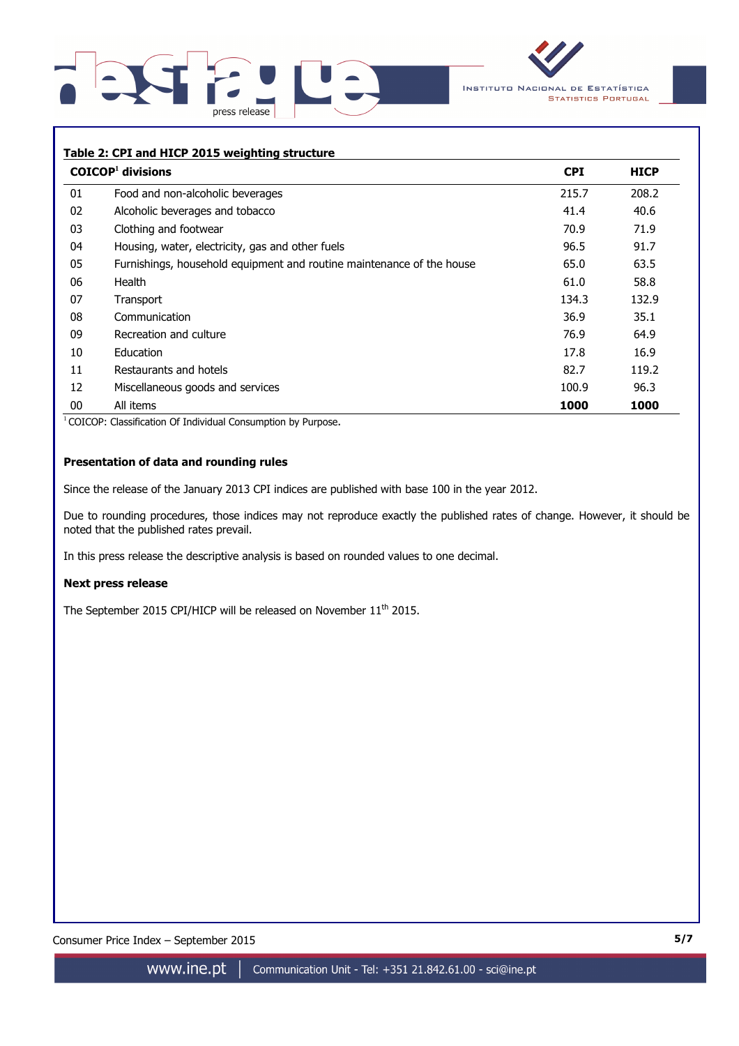**Table 2: CPI and HICP 2015 weighting structure**

| COICOP[1] divisions | | CPI | HICP |
|---|---|---|---|
| 01 | Food and non-alcoholic beverages | 215.7 | 208.2 |
| 02 | Alcoholic beverages and tobacco | 41.4 | 40.6 |
| 03 | Clothing and footwear | 70.9 | 71.9 |
| 04 | Housing, water, electricity, gas and other fuels | 96.5 | 91.7 |
| 05 | Furnishings, household equipment and routine maintenance of the house | 65.0 | 63.5 |
| 06 | Health | 61.0 | 58.8 |
| 07 | Transport | 134.3 | 132.9 |
| 08 | Communication | 36.9 | 35.1 |
| 09 | Recreation and culture | 76.9 | 64.9 |
| 10 | Education | 17.8 | 16.9 |
| 11 | Restaurants and hotels | 82.7 | 119.2 |
| 12 | Miscellaneous goods and services | 100.9 | 96.3 |
| 00 | All items | **1000** | **1000** |

[1] COICOP: Classification Of Individual Consumption by Purpose.

**Presentation of data and rounding rules**

Since the release of the January 2013 CPI indices are published with base 100 in the year 2012.

Due to rounding procedures, those indices may not reproduce exactly the published rates of change. However, it should be noted that the published rates prevail.

In this press release the descriptive analysis is based on rounded values to one decimal.

**Next press release**

The September 2015 CPI/HICP will be released on November 11th 2015.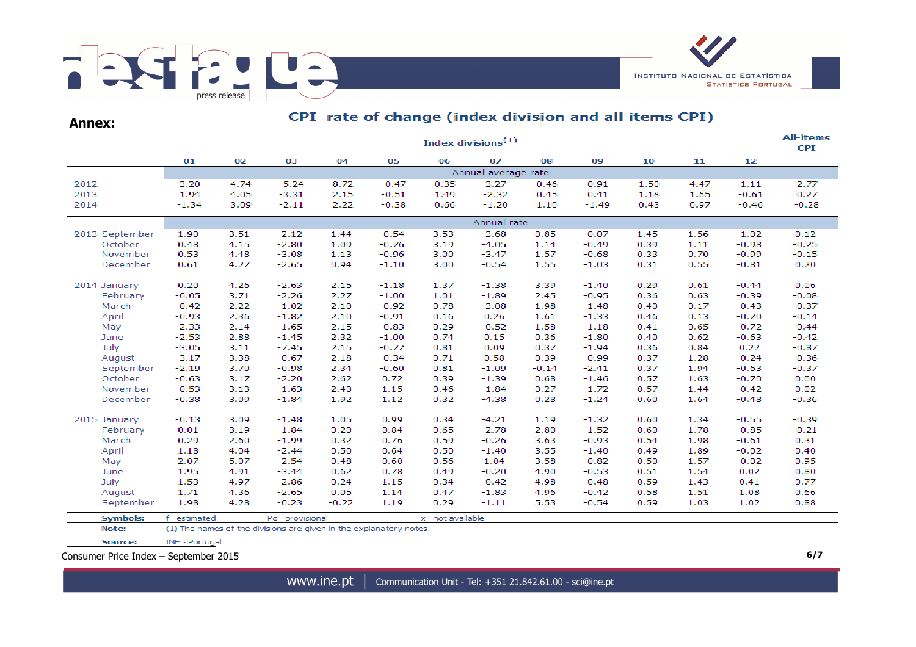**Annex:**

## CPI rate of change (index division and all items CPI)

| | Index divisions(1) | | | | | | | | | | | | All-items CPI |
|---|---|---|---|---|---|---|---|---|---|---|---|---|---|
| | 01 | 02 | 03 | 04 | 05 | 06 | 07 | 08 | 09 | 10 | 11 | 12 | |
| | Annual average rate | | | | | | | | | | | | |
| 2012 | 3.20 | 4.74 | -5.24 | 8.72 | -0.47 | 0.35 | 3.27 | 0.46 | 0.91 | 1.50 | 4.47 | 1.11 | 2.77 |
| 2013 | 1.94 | 4.05 | -3.31 | 2.15 | -0.51 | 1.49 | -2.32 | 0.45 | 0.41 | 1.18 | 1.65 | -0.61 | 0.27 |
| 2014 | -1.34 | 3.09 | -2.11 | 2.22 | -0.38 | 0.66 | -1.20 | 1.10 | -1.49 | 0.43 | 0.97 | -0.46 | -0.28 |
| | Annual rate | | | | | | | | | | | | |
| 2013 September | 1.90 | 3.51 | -2.12 | 1.44 | -0.54 | 3.53 | -3.68 | 0.85 | -0.07 | 1.45 | 1.56 | -1.02 | 0.12 |
| October | 0.48 | 4.15 | -2.80 | 1.09 | -0.76 | 3.19 | -4.05 | 1.14 | -0.49 | 0.39 | 1.11 | -0.98 | -0.25 |
| November | 0.53 | 4.48 | -3.08 | 1.13 | -0.96 | 3.00 | -3.47 | 1.57 | -0.68 | 0.33 | 0.70 | -0.99 | -0.15 |
| December | 0.61 | 4.27 | -2.65 | 0.94 | -1.10 | 3.00 | -0.54 | 1.55 | -1.03 | 0.31 | 0.55 | -0.81 | 0.20 |
| 2014 January | 0.20 | 4.26 | -2.63 | 2.15 | -1.18 | 1.37 | -1.38 | 3.39 | -1.40 | 0.29 | 0.61 | -0.44 | 0.06 |
| February | -0.05 | 3.71 | -2.26 | 2.27 | -1.00 | 1.01 | -1.89 | 2.45 | -0.95 | 0.36 | 0.63 | -0.39 | -0.08 |
| March | -0.42 | 2.22 | -1.02 | 2.10 | -0.92 | 0.78 | -3.08 | 1.98 | -1.48 | 0.40 | 0.17 | -0.43 | -0.37 |
| April | -0.93 | 2.36 | -1.82 | 2.10 | -0.91 | 0.16 | 0.26 | 1.61 | -1.33 | 0.46 | 0.13 | -0.70 | -0.14 |
| May | -2.33 | 2.14 | -1.65 | 2.15 | -0.83 | 0.29 | -0.52 | 1.58 | -1.18 | 0.41 | 0.65 | -0.72 | -0.44 |
| June | -2.53 | 2.88 | -1.45 | 2.32 | -1.00 | 0.74 | 0.15 | 0.36 | -1.80 | 0.40 | 0.62 | -0.63 | -0.42 |
| July | -3.05 | 3.11 | -7.45 | 2.15 | -0.77 | 0.81 | 0.09 | 0.37 | -1.94 | 0.36 | 0.84 | 0.22 | -0.87 |
| August | -3.17 | 3.38 | -0.67 | 2.18 | -0.34 | 0.71 | 0.58 | 0.39 | -0.99 | 0.37 | 1.28 | -0.24 | -0.36 |
| September | -2.19 | 3.70 | -0.98 | 2.34 | -0.60 | 0.81 | -1.09 | -0.14 | -2.41 | 0.37 | 1.94 | -0.63 | -0.37 |
| October | -0.63 | 3.17 | -2.20 | 2.62 | 0.72 | 0.39 | -1.39 | 0.68 | -1.46 | 0.57 | 1.63 | -0.70 | 0.00 |
| November | -0.53 | 3.13 | -1.63 | 2.40 | 1.15 | 0.46 | -1.84 | 0.27 | -1.72 | 0.57 | 1.44 | -0.42 | 0.02 |
| December | -0.38 | 3.09 | -1.84 | 1.92 | 1.12 | 0.32 | -4.38 | 0.28 | -1.24 | 0.60 | 1.64 | -0.48 | -0.36 |
| 2015 January | -0.13 | 3.09 | -1.48 | 1.05 | 0.99 | 0.34 | -4.21 | 1.19 | -1.32 | 0.60 | 1.34 | -0.55 | -0.39 |
| February | 0.01 | 3.19 | -1.84 | 0.20 | 0.84 | 0.65 | -2.78 | 2.80 | -1.52 | 0.60 | 1.78 | -0.85 | -0.21 |
| March | 0.29 | 2.60 | -1.99 | 0.32 | 0.76 | 0.59 | -0.26 | 3.63 | -0.93 | 0.54 | 1.98 | -0.61 | 0.31 |
| April | 1.18 | 4.04 | -2.44 | 0.50 | 0.64 | 0.50 | -1.40 | 3.55 | -1.40 | 0.49 | 1.89 | -0.02 | 0.40 |
| May | 2.07 | 5.07 | -2.54 | 0.48 | 0.60 | 0.56 | 1.04 | 3.58 | -0.82 | 0.50 | 1.57 | -0.02 | 0.95 |
| June | 1.95 | 4.91 | -3.44 | 0.62 | 0.78 | 0.49 | -0.20 | 4.90 | -0.53 | 0.51 | 1.54 | 0.02 | 0.80 |
| July | 1.53 | 4.97 | -2.86 | 0.24 | 1.15 | 0.34 | -0.42 | 4.98 | -0.48 | 0.59 | 1.43 | 0.41 | 0.77 |
| August | 1.71 | 4.36 | -2.65 | 0.05 | 1.14 | 0.47 | -1.83 | 4.96 | -0.42 | 0.58 | 1.51 | 1.08 | 0.66 |
| September | 1.98 | 4.28 | -0.23 | -0.22 | 1.19 | 0.29 | -1.11 | 5.53 | -0.54 | 0.59 | 1.03 | 1.02 | 0.88 |

**Symbols:** f estimated Po provisional x not available

**Note:** (1) The names of the divisions are given in the explanatory notes.

**Source:** INE - Portugal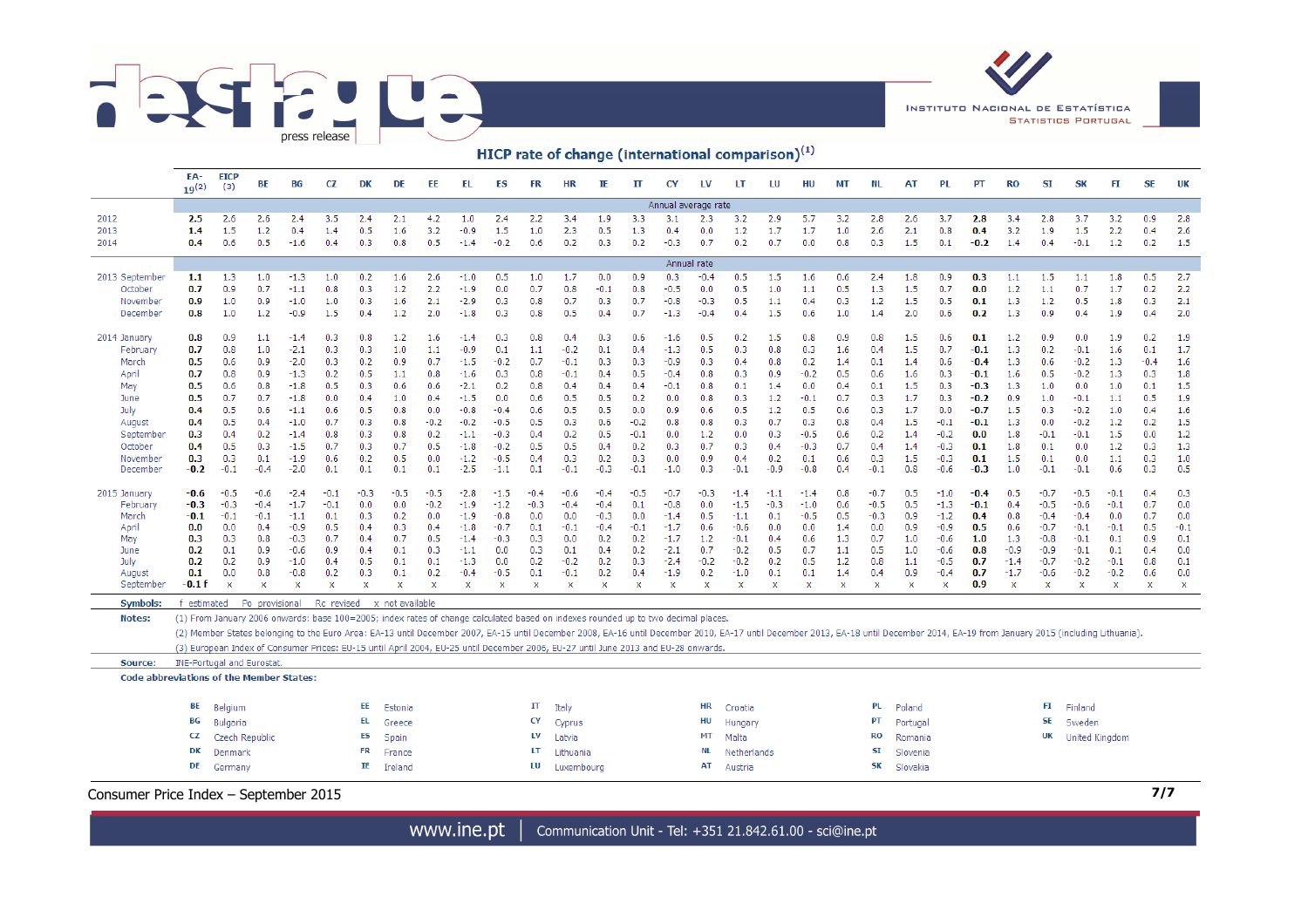## HICP rate of change (international comparison)(1)

| | EA-19(2) | EICP (3) | BE | BG | CZ | DK | DE | EE | EL | ES | FR | HR | IE | IT | CY | LV | LT | LU | HU | MT | NL | AT | PL | PT | RO | SI | SK | FI | SE | UK |
|---|---|---|---|---|---|---|---|---|---|---|---|---|---|---|---|---|---|---|---|---|---|---|---|---|---|---|---|---|---|---|
| | Annual average rate | | | | | | | | | | | | | | | | | | | | | | | | | | | | | |
| 2012 | **2.5** | 2.6 | 2.6 | 2.4 | 3.5 | 2.4 | 2.1 | 4.2 | 1.0 | 2.4 | 2.2 | 3.4 | 1.9 | 3.3 | 3.1 | 2.3 | 3.2 | 2.9 | 5.7 | 3.2 | 2.8 | 2.6 | 3.7 | **2.8** | 3.4 | 2.8 | 3.7 | 3.2 | 0.9 | 2.8 |
| 2013 | **1.4** | 1.5 | 1.2 | 0.4 | 1.4 | 0.5 | 1.6 | 3.2 | -0.9 | 1.5 | 1.0 | 2.3 | 0.5 | 1.3 | 0.4 | 0.0 | 1.2 | 1.7 | 1.7 | 1.0 | 2.6 | 2.1 | 0.8 | **0.4** | 3.2 | 1.9 | 1.5 | 2.2 | 0.4 | 2.6 |
| 2014 | **0.4** | 0.6 | 0.5 | -1.6 | 0.4 | 0.3 | 0.8 | 0.5 | -1.4 | -0.2 | 0.6 | 0.2 | 0.3 | 0.2 | -0.3 | 0.7 | 0.2 | 0.7 | 0.0 | 0.8 | 0.3 | 1.5 | 0.1 | **-0.2** | 1.4 | 0.4 | -0.1 | 1.2 | 0.2 | 1.5 |
| | Annual rate | | | | | | | | | | | | | | | | | | | | | | | | | | | | | |
| 2013 September | **1.1** | 1.3 | 1.0 | -1.3 | 1.0 | 0.2 | 1.6 | 2.6 | -1.0 | 0.5 | 1.0 | 1.7 | 0.0 | 0.9 | 0.3 | -0.4 | 0.5 | 1.5 | 1.6 | 0.6 | 2.4 | 1.8 | 0.9 | **0.3** | 1.1 | 1.5 | 1.1 | 1.8 | 0.5 | 2.7 |
| October | **0.7** | 0.9 | 0.7 | -1.1 | 0.8 | 0.3 | 1.2 | 2.2 | -1.9 | 0.0 | 0.7 | 0.8 | -0.1 | 0.8 | -0.5 | 0.0 | 0.5 | 1.0 | 1.1 | 0.5 | 1.3 | 1.5 | 0.7 | **0.0** | 1.2 | 1.1 | 0.7 | 1.7 | 0.2 | 2.2 |
| November | **0.9** | 1.0 | 0.9 | -1.0 | 1.0 | 0.3 | 1.6 | 2.1 | -2.9 | 0.3 | 0.8 | 0.7 | 0.3 | 0.7 | -0.8 | -0.3 | 0.5 | 1.1 | 0.4 | 0.3 | 1.2 | 1.5 | 0.5 | **0.1** | 1.3 | 1.2 | 0.5 | 1.8 | 0.3 | 2.1 |
| December | **0.8** | 1.0 | 1.2 | -0.9 | 1.5 | 0.4 | 1.2 | 2.0 | -1.8 | 0.3 | 0.8 | 0.5 | 0.4 | 0.7 | -1.3 | -0.4 | 0.4 | 1.5 | 0.6 | 1.0 | 1.4 | 2.0 | 0.6 | **0.2** | 1.3 | 0.9 | 0.4 | 1.9 | 0.4 | 2.0 |
| 2014 January | **0.8** | 0.9 | 1.1 | -1.4 | 0.3 | 0.8 | 1.2 | 1.6 | -1.4 | 0.3 | 0.8 | 0.4 | 0.3 | 0.6 | -1.6 | 0.5 | 0.2 | 1.5 | 0.8 | 0.9 | 0.8 | 1.5 | 0.6 | **0.1** | 1.2 | 0.9 | 0.0 | 1.9 | 0.2 | 1.9 |
| February | **0.7** | 0.8 | 1.0 | -2.1 | 0.3 | 0.3 | 1.0 | 1.1 | -0.9 | 0.1 | 1.1 | -0.2 | 0.1 | 0.4 | -1.3 | 0.5 | 0.3 | 0.8 | 0.3 | 1.6 | 0.4 | 1.5 | 0.7 | **-0.1** | 1.3 | 0.2 | -0.1 | 1.6 | 0.1 | 1.7 |
| March | **0.5** | 0.6 | 0.9 | -2.0 | 0.3 | 0.2 | 0.9 | 0.7 | -1.5 | -0.2 | 0.7 | -0.1 | 0.3 | 0.3 | -0.9 | 0.3 | 0.4 | 0.8 | 0.2 | 1.4 | 0.1 | 1.4 | 0.6 | **-0.4** | 1.3 | 0.6 | -0.2 | 1.3 | -0.4 | 1.6 |
| April | **0.7** | 0.8 | 0.9 | -1.3 | 0.2 | 0.5 | 1.1 | 0.8 | -1.6 | 0.3 | 0.8 | -0.1 | 0.4 | 0.5 | -0.4 | 0.8 | 0.3 | 0.9 | -0.2 | 0.5 | 0.6 | 1.6 | 0.3 | **-0.1** | 1.6 | 0.5 | -0.2 | 1.3 | 0.3 | 1.8 |
| May | **0.5** | 0.6 | 0.8 | -1.8 | 0.5 | 0.3 | 0.6 | 0.6 | -2.1 | 0.2 | 0.8 | 0.4 | 0.4 | 0.4 | -0.1 | 0.8 | 0.1 | 1.4 | 0.0 | 0.4 | 0.1 | 1.5 | 0.3 | **-0.3** | 1.3 | 1.0 | 0.0 | 1.0 | 0.1 | 1.5 |
| June | **0.5** | 0.7 | 0.7 | -1.8 | 0.0 | 0.4 | 1.0 | 0.4 | -1.5 | 0.0 | 0.6 | 0.5 | 0.5 | 0.2 | 0.0 | 0.8 | 0.3 | 1.2 | -0.1 | 0.7 | 0.3 | 1.7 | 0.3 | **-0.2** | 0.9 | 1.0 | -0.1 | 1.1 | 0.5 | 1.9 |
| July | **0.4** | 0.5 | 0.6 | -1.1 | 0.6 | 0.5 | 0.8 | 0.0 | -0.8 | -0.4 | 0.6 | 0.5 | 0.5 | 0.0 | 0.9 | 0.6 | 0.5 | 1.2 | 0.5 | 0.6 | 0.3 | 1.7 | 0.0 | **-0.7** | 1.5 | 0.3 | -0.2 | 1.0 | 0.4 | 1.6 |
| August | **0.4** | 0.5 | 0.4 | -1.0 | 0.7 | 0.3 | 0.8 | -0.2 | -0.2 | -0.5 | 0.5 | 0.3 | 0.6 | -0.2 | 0.8 | 0.8 | 0.3 | 0.7 | 0.3 | 0.8 | 0.4 | 1.5 | -0.1 | **-0.1** | 1.3 | 0.0 | -0.2 | 1.2 | 0.2 | 1.5 |
| September | **0.3** | 0.4 | 0.2 | -1.4 | 0.8 | 0.3 | 0.8 | 0.2 | -1.1 | -0.3 | 0.4 | 0.2 | 0.5 | -0.1 | 0.0 | 1.2 | 0.0 | 0.3 | -0.5 | 0.6 | 0.2 | 1.4 | -0.2 | **0.0** | 1.8 | -0.1 | -0.1 | 1.5 | 0.0 | 1.2 |
| October | **0.4** | 0.5 | 0.3 | -1.5 | 0.7 | 0.3 | 0.7 | 0.5 | -1.8 | -0.2 | 0.5 | 0.5 | 0.4 | 0.2 | 0.3 | 0.7 | 0.3 | 0.4 | -0.3 | 0.7 | 0.4 | 1.4 | -0.3 | **0.1** | 1.8 | 0.1 | 0.0 | 1.2 | 0.3 | 1.3 |
| November | **0.3** | 0.3 | 0.1 | -1.9 | 0.6 | 0.2 | 0.5 | 0.0 | -1.2 | -0.5 | 0.4 | 0.3 | 0.2 | 0.3 | 0.0 | 0.9 | 0.4 | 0.2 | 0.1 | 0.6 | 0.3 | 1.5 | -0.3 | **0.1** | 1.5 | 0.1 | 0.0 | 1.1 | 0.3 | 1.0 |
| December | **-0.2** | -0.1 | -0.4 | -2.0 | 0.1 | 0.1 | 0.1 | 0.1 | -2.5 | -1.1 | 0.1 | -0.1 | -0.3 | -0.1 | -1.0 | 0.3 | -0.1 | -0.9 | -0.8 | 0.4 | -0.1 | 0.8 | -0.6 | **-0.3** | 1.0 | -0.1 | -0.1 | 0.6 | 0.3 | 0.5 |
| 2015 January | **-0.6** | -0.5 | -0.6 | -2.4 | -0.1 | -0.3 | -0.5 | -0.5 | -2.8 | -1.5 | -0.4 | -0.6 | -0.4 | -0.5 | -0.7 | -0.3 | -1.4 | -1.1 | -1.4 | 0.8 | -0.7 | 0.5 | -1.0 | **-0.4** | 0.5 | -0.7 | -0.5 | -0.1 | 0.4 | 0.3 |
| February | **-0.3** | -0.3 | -0.4 | -1.7 | -0.1 | 0.0 | 0.0 | -0.2 | -1.9 | -1.2 | -0.3 | -0.4 | -0.4 | 0.1 | -0.8 | 0.0 | -1.5 | -0.3 | -1.0 | 0.6 | -0.5 | 0.5 | -1.3 | **-0.1** | 0.4 | -0.5 | -0.6 | -0.1 | 0.7 | 0.0 |
| March | **-0.1** | -0.1 | -0.1 | -1.1 | 0.1 | 0.3 | 0.2 | 0.0 | -1.9 | -0.8 | 0.0 | 0.0 | -0.3 | 0.0 | -1.4 | 0.5 | -1.1 | 0.1 | -0.5 | 0.5 | -0.3 | 0.9 | -1.2 | **0.4** | 0.8 | -0.4 | -0.4 | 0.0 | 0.7 | 0.0 |
| April | **0.0** | 0.0 | 0.4 | -0.9 | 0.5 | 0.4 | 0.3 | 0.4 | -1.8 | -0.7 | 0.1 | -0.1 | -0.4 | -0.1 | -1.7 | 0.6 | -0.6 | 0.0 | 0.0 | 1.4 | 0.0 | 0.9 | -0.9 | **0.5** | 0.6 | -0.7 | -0.1 | -0.1 | 0.5 | -0.1 |
| May | **0.3** | 0.3 | 0.8 | -0.3 | 0.7 | 0.4 | 0.7 | 0.5 | -1.4 | -0.3 | 0.3 | 0.0 | 0.2 | 0.2 | -1.7 | 1.2 | -0.1 | 0.4 | 0.6 | 1.3 | 0.7 | 1.0 | -0.6 | **1.0** | 1.3 | -0.8 | -0.1 | 0.1 | 0.9 | 0.1 |
| June | **0.2** | 0.1 | 0.9 | -0.6 | 0.9 | 0.4 | 0.1 | 0.3 | -1.1 | 0.0 | 0.3 | 0.1 | 0.4 | 0.2 | -2.1 | 0.7 | -0.2 | 0.5 | 0.7 | 1.1 | 0.5 | 1.0 | -0.6 | **0.8** | -0.9 | -0.9 | -0.1 | 0.1 | 0.4 | 0.0 |
| July | **0.2** | 0.2 | 0.9 | -1.0 | 0.4 | 0.5 | 0.1 | 0.1 | -1.3 | 0.0 | 0.2 | -0.2 | 0.2 | 0.3 | -2.4 | -0.2 | -0.2 | 0.2 | 0.5 | 1.2 | 0.8 | 1.1 | -0.5 | **0.7** | -1.4 | -0.7 | -0.2 | -0.1 | 0.8 | 0.1 |
| August | **0.1** | 0.0 | 0.8 | -0.8 | 0.2 | 0.3 | 0.1 | 0.2 | -0.4 | -0.5 | 0.1 | -0.1 | 0.2 | 0.4 | -1.9 | 0.2 | -1.0 | 0.1 | 0.1 | 1.4 | 0.4 | 0.9 | -0.4 | **0.7** | -1.7 | -0.6 | -0.2 | -0.2 | 0.6 | 0.0 |
| September | **-0.1 f** | x | x | x | x | x | x | x | x | x | x | x | x | x | x | x | x | x | x | x | x | x | x | **0.9** | x | x | x | x | x | x |

**Symbols:** f estimated Po provisional Rc revised x not available

**Notes:**
(1) From January 2006 onwards: base 100=2005; index rates of change calculated based on indexes rounded up to two decimal places.
(2) Member States belonging to the Euro Area: EA-13 until December 2007, EA-15 until December 2008, EA-16 until December 2010, EA-17 until December 2013, EA-18 until December 2014, EA-19 from January 2015 (including Lithuania).
(3) European Index of Consumer Prices: EU-15 until April 2004, EU-25 until December 2006, EU-27 until June 2013 and EU-28 onwards.

**Source:** INE-Portugal and Eurostat.

**Code abbreviations of the Member States:**

| | | | | | | | | | | | |
|---|---|---|---|---|---|---|---|---|---|---|---|
| BE | Belgium | EE | Estonia | IT | Italy | HR | Croatia | PL | Poland | FI | Finland |
| BG | Bulgaria | EL | Greece | CY | Cyprus | HU | Hungary | PT | Portugal | SE | Sweden |
| CZ | Czech Republic | ES | Spain | LV | Latvia | MT | Malta | RO | Romania | UK | United Kingdom |
| DK | Denmark | FR | France | LT | Lithuania | NL | Netherlands | SI | Slovenia | | |
| DE | Germany | IE | Ireland | LU | Luxembourg | AT | Austria | SK | Slovakia | | |